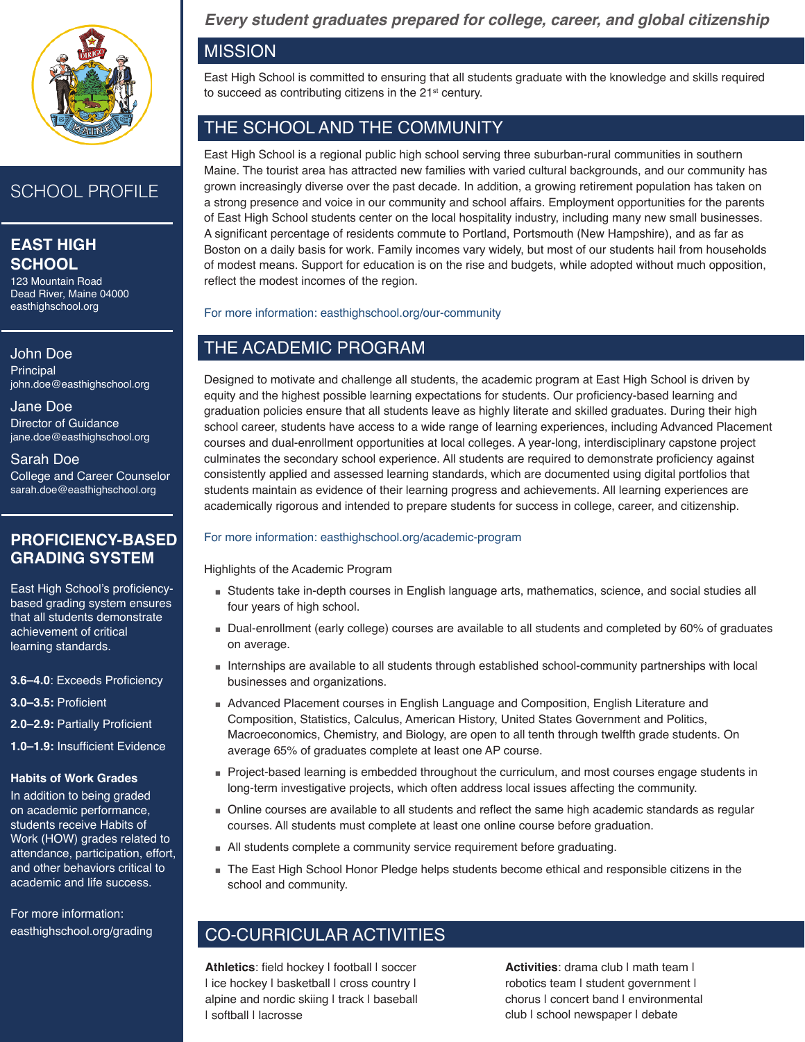# SCHOOL PROFILE

## EAST HIGH SCHOOL

123 Mountain Road
Dead River, Maine 04000
easthighschool.org

**John Doe**
Principal
john.doe@easthighschool.org

**Jane Doe**
Director of Guidance
jane.doe@easthighschool.org

**Sarah Doe**
College and Career Counselor
sarah.doe@easthighschool.org

## PROFICIENCY-BASED GRADING SYSTEM

East High School's proficiency-based grading system ensures that all students demonstrate achievement of critical learning standards.

**3.6–4.0**: Exceeds Proficiency

**3.0–3.5:** Proficient

**2.0–2.9:** Partially Proficient

**1.0–1.9:** Insufficient Evidence

### Habits of Work Grades

In addition to being graded on academic performance, students receive Habits of Work (HOW) grades related to attendance, participation, effort, and other behaviors critical to academic and life success.

For more information: easthighschool.org/grading

*Every student graduates prepared for college, career, and global citizenship*

## MISSION

East High School is committed to ensuring that all students graduate with the knowledge and skills required to succeed as contributing citizens in the 21st century.

## THE SCHOOL AND THE COMMUNITY

East High School is a regional public high school serving three suburban-rural communities in southern Maine. The tourist area has attracted new families with varied cultural backgrounds, and our community has grown increasingly diverse over the past decade. In addition, a growing retirement population has taken on a strong presence and voice in our community and school affairs. Employment opportunities for the parents of East High School students center on the local hospitality industry, including many new small businesses. A significant percentage of residents commute to Portland, Portsmouth (New Hampshire), and as far as Boston on a daily basis for work. Family incomes vary widely, but most of our students hail from households of modest means. Support for education is on the rise and budgets, while adopted without much opposition, reflect the modest incomes of the region.

For more information: easthighschool.org/our-community

## THE ACADEMIC PROGRAM

Designed to motivate and challenge all students, the academic program at East High School is driven by equity and the highest possible learning expectations for students. Our proficiency-based learning and graduation policies ensure that all students leave as highly literate and skilled graduates. During their high school career, students have access to a wide range of learning experiences, including Advanced Placement courses and dual-enrollment opportunities at local colleges. A year-long, interdisciplinary capstone project culminates the secondary school experience. All students are required to demonstrate proficiency against consistently applied and assessed learning standards, which are documented using digital portfolios that students maintain as evidence of their learning progress and achievements. All learning experiences are academically rigorous and intended to prepare students for success in college, career, and citizenship.

For more information: easthighschool.org/academic-program

Highlights of the Academic Program

- Students take in-depth courses in English language arts, mathematics, science, and social studies all four years of high school.
- Dual-enrollment (early college) courses are available to all students and completed by 60% of graduates on average.
- Internships are available to all students through established school-community partnerships with local businesses and organizations.
- Advanced Placement courses in English Language and Composition, English Literature and Composition, Statistics, Calculus, American History, United States Government and Politics, Macroeconomics, Chemistry, and Biology, are open to all tenth through twelfth grade students. On average 65% of graduates complete at least one AP course.
- Project-based learning is embedded throughout the curriculum, and most courses engage students in long-term investigative projects, which often address local issues affecting the community.
- Online courses are available to all students and reflect the same high academic standards as regular courses. All students must complete at least one online course before graduation.
- All students complete a community service requirement before graduating.
- The East High School Honor Pledge helps students become ethical and responsible citizens in the school and community.

## CO-CURRICULAR ACTIVITIES

**Athletics**: field hockey | football | soccer | ice hockey | basketball | cross country | alpine and nordic skiing | track | baseball | softball | lacrosse

**Activities**: drama club | math team | robotics team | student government | chorus | concert band | environmental club | school newspaper | debate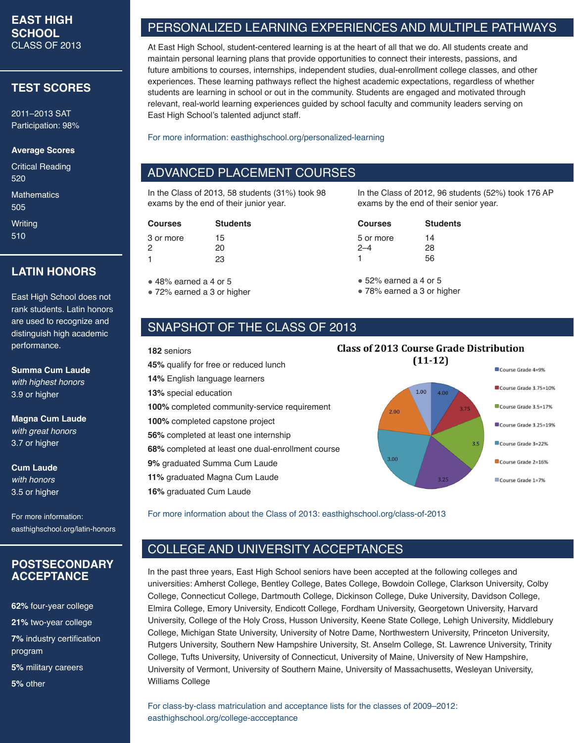# EAST HIGH SCHOOL
CLASS OF 2013

## TEST SCORES

2011–2013 SAT
Participation: 98%

### Average Scores

Critical Reading
520

Mathematics
505

Writing
510

## LATIN HONORS

East High School does not rank students. Latin honors are used to recognize and distinguish high academic performance.

**Summa Cum Laude**
*with highest honors*
3.9 or higher

**Magna Cum Laude**
*with great honors*
3.7 or higher

**Cum Laude**
*with honors*
3.5 or higher

For more information:
easthighschool.org/latin-honors

## POSTSECONDARY ACCEPTANCE

**62%** four-year college

**21%** two-year college

**7%** industry certification program

**5%** military careers

**5%** other

## PERSONALIZED LEARNING EXPERIENCES AND MULTIPLE PATHWAYS

At East High School, student-centered learning is at the heart of all that we do. All students create and maintain personal learning plans that provide opportunities to connect their interests, passions, and future ambitions to courses, internships, independent studies, dual-enrollment college classes, and other experiences. These learning pathways reflect the highest academic expectations, regardless of whether students are learning in school or out in the community. Students are engaged and motivated through relevant, real-world learning experiences guided by school faculty and community leaders serving on East High School's talented adjunct staff.

For more information: easthighschool.org/personalized-learning

## ADVANCED PLACEMENT COURSES

In the Class of 2013, 58 students (31%) took 98 exams by the end of their junior year.

| Courses | Students |
|---|---|
| 3 or more | 15 |
| 2 | 20 |
| 1 | 23 |

- 48% earned a 4 or 5
- 72% earned a 3 or higher

In the Class of 2012, 96 students (52%) took 176 AP exams by the end of their senior year.

| Courses | Students |
|---|---|
| 5 or more | 14 |
| 2–4 | 28 |
| 1 | 56 |

- 52% earned a 4 or 5
- 78% earned a 3 or higher

## SNAPSHOT OF THE CLASS OF 2013

**182** seniors
**45%** qualify for free or reduced lunch
**14%** English language learners
**13%** special education
**100%** completed community-service requirement
**100%** completed capstone project
**56%** completed at least one internship
**68%** completed at least one dual-enrollment course
**9%** graduated Summa Cum Laude
**11%** graduated Magna Cum Laude
**16%** graduated Cum Laude

**Class of 2013 Course Grade Distribution (11-12)**

4.00
3.75
3.5
3.25
3.00
2.00
1.00

Course Grade 4=9%
Course Grade 3.75=10%
Course Grade 3.5=17%
Course Grade 3.25=19%
Course Grade 3=22%
Course Grade 2=16%
Course Grade 1=7%

For more information about the Class of 2013: easthighschool.org/class-of-2013

## COLLEGE AND UNIVERSITY ACCEPTANCES

In the past three years, East High School seniors have been accepted at the following colleges and universities: Amherst College, Bentley College, Bates College, Bowdoin College, Clarkson University, Colby College, Connecticut College, Dartmouth College, Dickinson College, Duke University, Davidson College, Elmira College, Emory University, Endicott College, Fordham University, Georgetown University, Harvard University, College of the Holy Cross, Husson University, Keene State College, Lehigh University, Middlebury College, Michigan State University, University of Notre Dame, Northwestern University, Princeton University, Rutgers University, Southern New Hampshire University, St. Anselm College, St. Lawrence University, Trinity College, Tufts University, University of Connecticut, University of Maine, University of New Hampshire, University of Vermont, University of Southern Maine, University of Massachusetts, Wesleyan University, Williams College

For class-by-class matriculation and acceptance lists for the classes of 2009–2012: easthighschool.org/college-accceptance